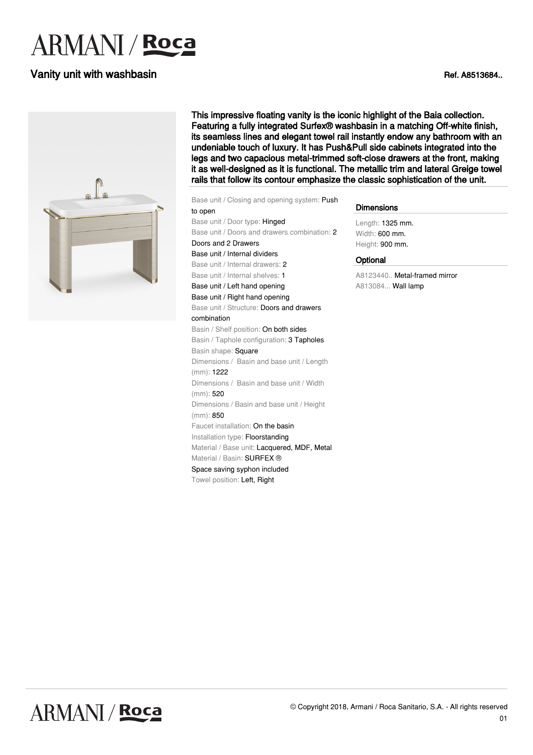# ARMANI / Roca

## Vanity unit with washbasin

Ref. A8513684..

**This impressive floating vanity is the iconic highlight of the Baia collection. Featuring a fully integrated Surfex® washbasin in a matching Off-white finish, its seamless lines and elegant towel rail instantly endow any bathroom with an undeniable touch of luxury. It has Push&Pull side cabinets integrated into the legs and two capacious metal-trimmed soft-close drawers at the front, making it as well-designed as it is functional. The metallic trim and lateral Greige towel rails that follow its contour emphasize the classic sophistication of the unit.**

Base unit / Closing and opening system: Push to open
Base unit / Door type: Hinged
Base unit / Doors and drawers combination: 2 Doors and 2 Drawers
Base unit / Internal dividers
Base unit / Internal drawers: 2
Base unit / Internal shelves: 1
Base unit / Left hand opening
Base unit / Right hand opening
Base unit / Structure: Doors and drawers combination
Basin / Shelf position: On both sides
Basin / Taphole configuration: 3 Tapholes
Basin shape: Square
Dimensions / Basin and base unit / Length (mm): 1222
Dimensions / Basin and base unit / Width (mm): 520
Dimensions / Basin and base unit / Height (mm): 850
Faucet installation: On the basin
Installation type: Floorstanding
Material / Base unit: Lacquered, MDF, Metal
Material / Basin: SURFEX ®
Space saving syphon included
Towel position: Left, Right

### Dimensions

Length: 1325 mm.
Width: 600 mm.
Height: 900 mm.

### Optional

A8123440.. Metal-framed mirror
A813084... Wall lamp

© Copyright 2018, Armani / Roca Sanitario, S.A. - All rights reserved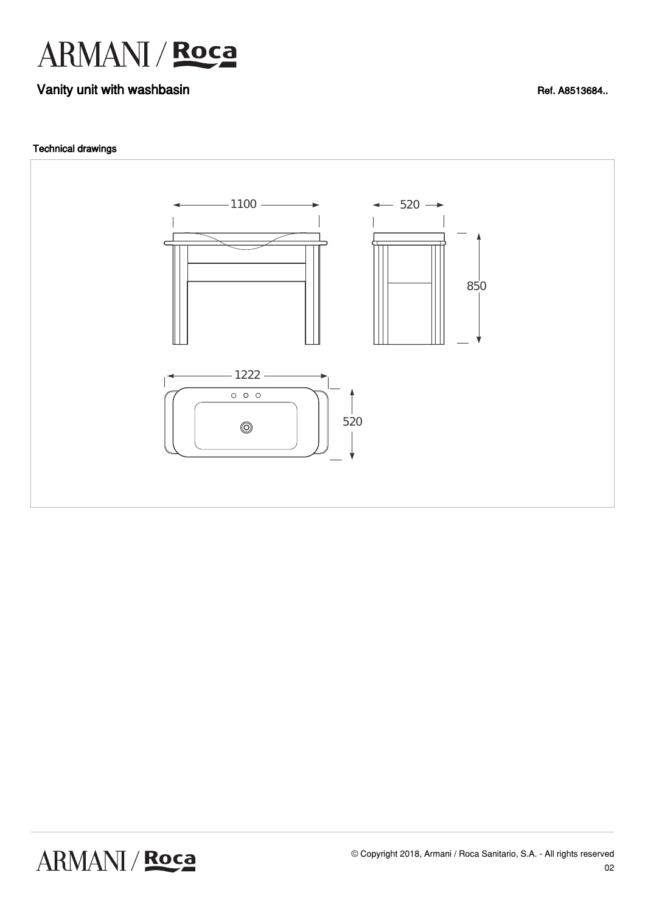# Vanity unit with washbasin

Ref. A8513684..

## Technical drawings

1100

520

850

1222

520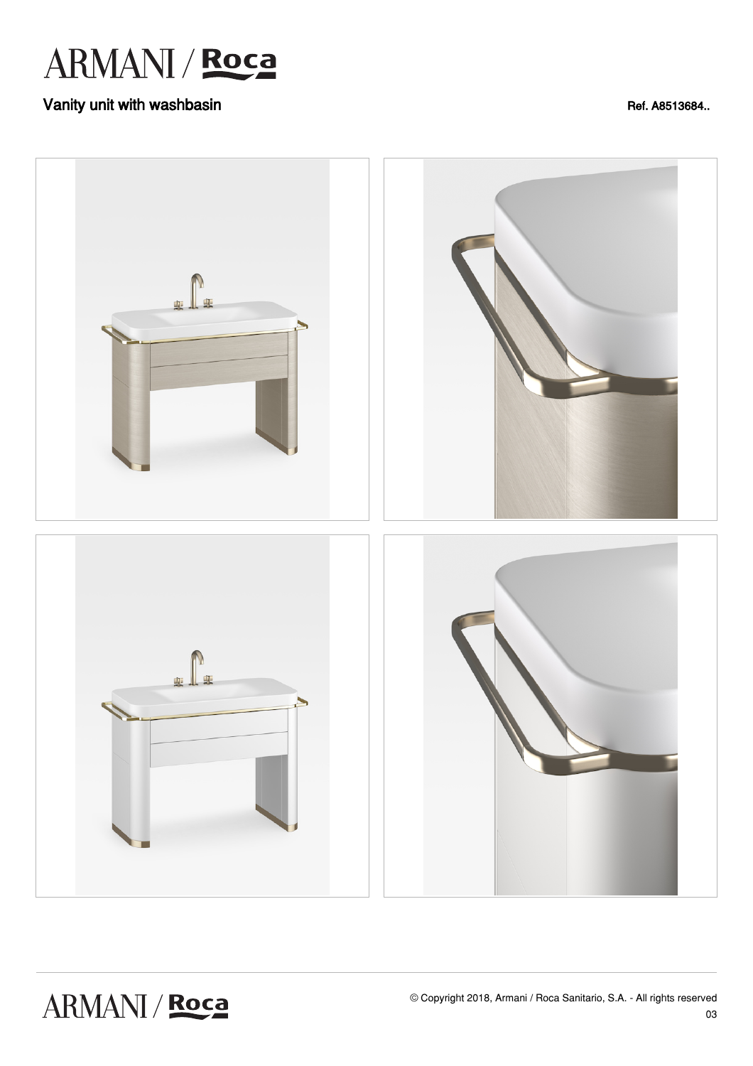# ARMANI / Roca

## Vanity unit with washbasin

Ref. A8513684..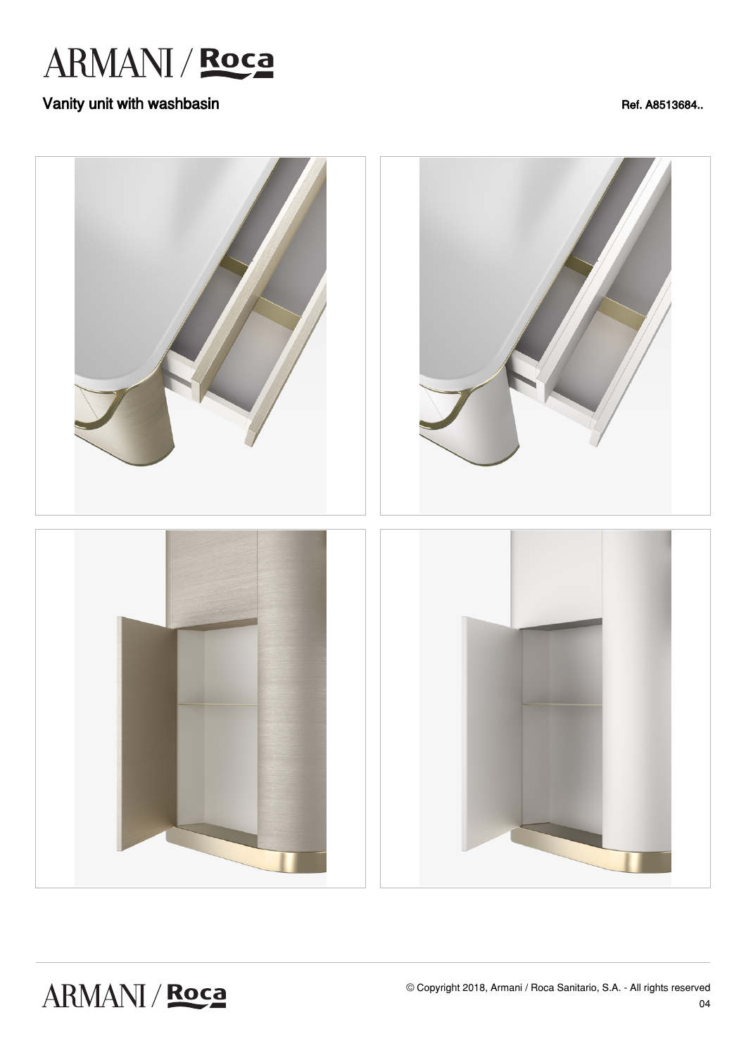# ARMANI / Roca

## Vanity unit with washbasin

Ref. A8513684..

© Copyright 2018, Armani / Roca Sanitario, S.A. - All rights reserved